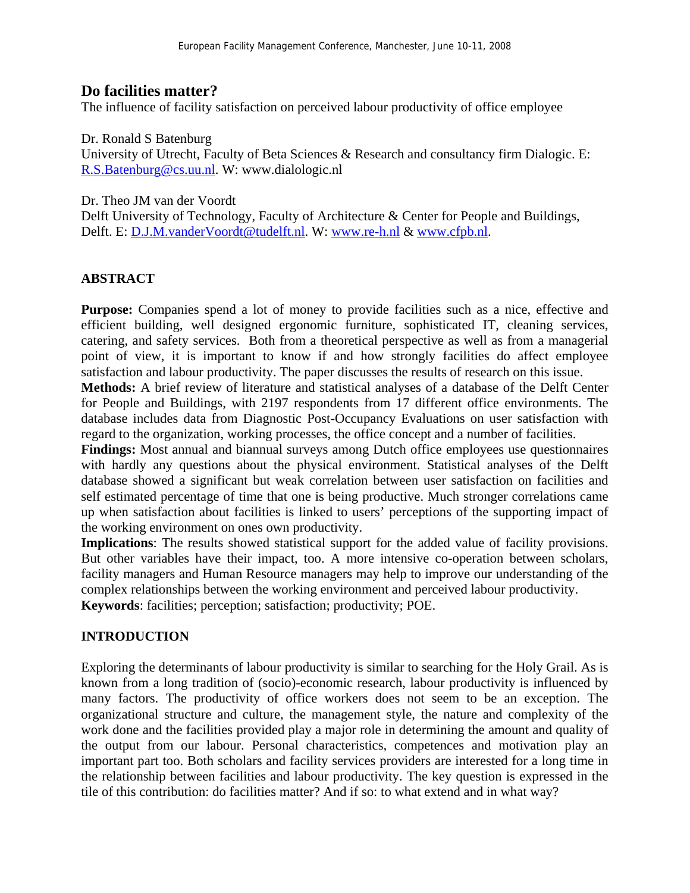# Do facilities matter?

The influence of facility satisfaction on perceived labour productivity of office employee

Dr. Ronald S Batenburg
University of Utrecht, Faculty of Beta Sciences & Research and consultancy firm Dialogic. E: R.S.Batenburg@cs.uu.nl. W: www.dialologic.nl

Dr. Theo JM van der Voordt
Delft University of Technology, Faculty of Architecture & Center for People and Buildings, Delft. E: D.J.M.vanderVoordt@tudelft.nl. W: www.re-h.nl & www.cfpb.nl.

## ABSTRACT

**Purpose:** Companies spend a lot of money to provide facilities such as a nice, effective and efficient building, well designed ergonomic furniture, sophisticated IT, cleaning services, catering, and safety services. Both from a theoretical perspective as well as from a managerial point of view, it is important to know if and how strongly facilities do affect employee satisfaction and labour productivity. The paper discusses the results of research on this issue.

**Methods:** A brief review of literature and statistical analyses of a database of the Delft Center for People and Buildings, with 2197 respondents from 17 different office environments. The database includes data from Diagnostic Post-Occupancy Evaluations on user satisfaction with regard to the organization, working processes, the office concept and a number of facilities.

**Findings:** Most annual and biannual surveys among Dutch office employees use questionnaires with hardly any questions about the physical environment. Statistical analyses of the Delft database showed a significant but weak correlation between user satisfaction on facilities and self estimated percentage of time that one is being productive. Much stronger correlations came up when satisfaction about facilities is linked to users' perceptions of the supporting impact of the working environment on ones own productivity.

**Implications**: The results showed statistical support for the added value of facility provisions. But other variables have their impact, too. A more intensive co-operation between scholars, facility managers and Human Resource managers may help to improve our understanding of the complex relationships between the working environment and perceived labour productivity.

**Keywords**: facilities; perception; satisfaction; productivity; POE.

## INTRODUCTION

Exploring the determinants of labour productivity is similar to searching for the Holy Grail. As is known from a long tradition of (socio)-economic research, labour productivity is influenced by many factors. The productivity of office workers does not seem to be an exception. The organizational structure and culture, the management style, the nature and complexity of the work done and the facilities provided play a major role in determining the amount and quality of the output from our labour. Personal characteristics, competences and motivation play an important part too. Both scholars and facility services providers are interested for a long time in the relationship between facilities and labour productivity. The key question is expressed in the tile of this contribution: do facilities matter? And if so: to what extend and in what way?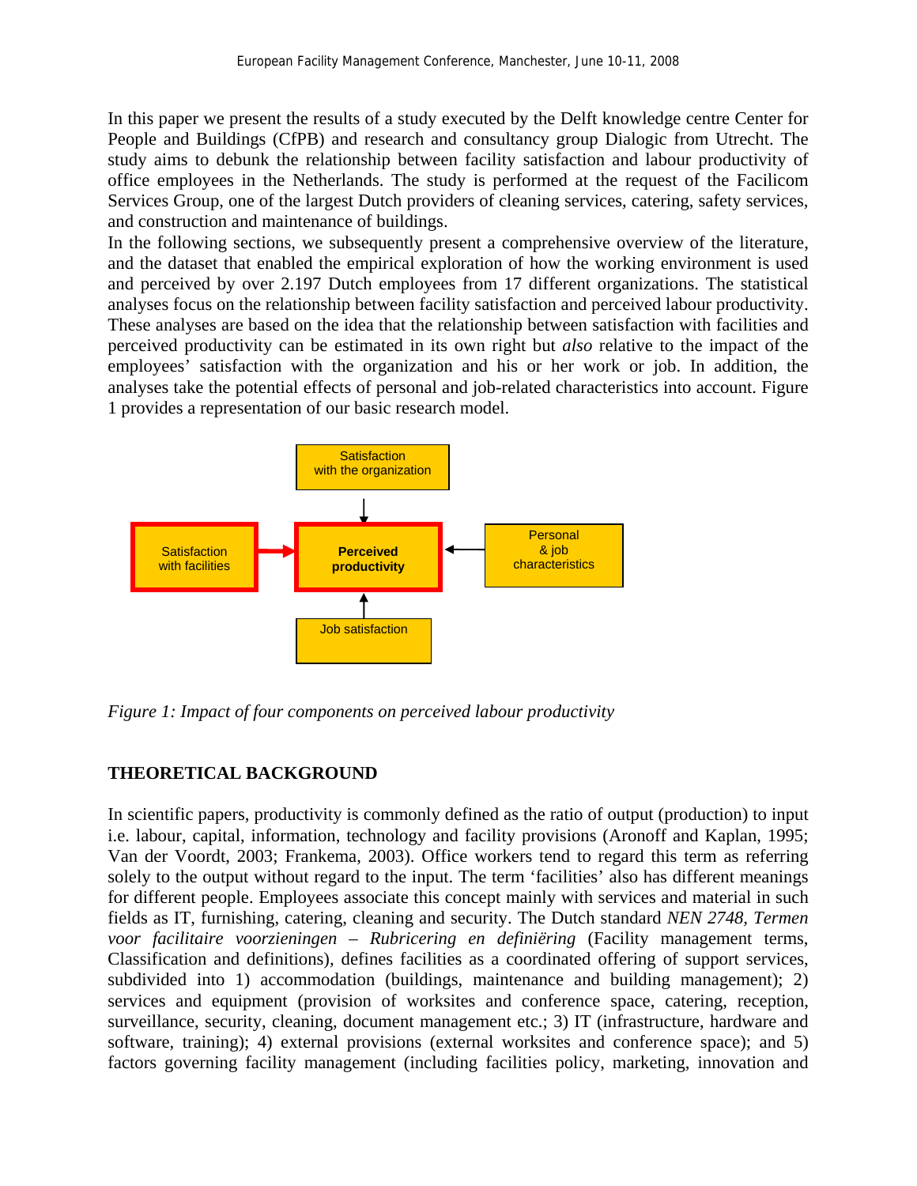In this paper we present the results of a study executed by the Delft knowledge centre Center for People and Buildings (CfPB) and research and consultancy group Dialogic from Utrecht. The study aims to debunk the relationship between facility satisfaction and labour productivity of office employees in the Netherlands. The study is performed at the request of the Facilicom Services Group, one of the largest Dutch providers of cleaning services, catering, safety services, and construction and maintenance of buildings.

In the following sections, we subsequently present a comprehensive overview of the literature, and the dataset that enabled the empirical exploration of how the working environment is used and perceived by over 2.197 Dutch employees from 17 different organizations. The statistical analyses focus on the relationship between facility satisfaction and perceived labour productivity. These analyses are based on the idea that the relationship between satisfaction with facilities and perceived productivity can be estimated in its own right but *also* relative to the impact of the employees' satisfaction with the organization and his or her work or job. In addition, the analyses take the potential effects of personal and job-related characteristics into account. Figure 1 provides a representation of our basic research model.

Satisfaction with the organization

Satisfaction with facilities

**Perceived productivity**

Personal & job characteristics

Job satisfaction

*Figure 1: Impact of four components on perceived labour productivity*

## THEORETICAL BACKGROUND

In scientific papers, productivity is commonly defined as the ratio of output (production) to input i.e. labour, capital, information, technology and facility provisions (Aronoff and Kaplan, 1995; Van der Voordt, 2003; Frankema, 2003). Office workers tend to regard this term as referring solely to the output without regard to the input. The term 'facilities' also has different meanings for different people. Employees associate this concept mainly with services and material in such fields as IT, furnishing, catering, cleaning and security. The Dutch standard *NEN 2748, Termen voor facilitaire voorzieningen – Rubricering en definiëring* (Facility management terms, Classification and definitions), defines facilities as a coordinated offering of support services, subdivided into 1) accommodation (buildings, maintenance and building management); 2) services and equipment (provision of worksites and conference space, catering, reception, surveillance, security, cleaning, document management etc.; 3) IT (infrastructure, hardware and software, training); 4) external provisions (external worksites and conference space); and 5) factors governing facility management (including facilities policy, marketing, innovation and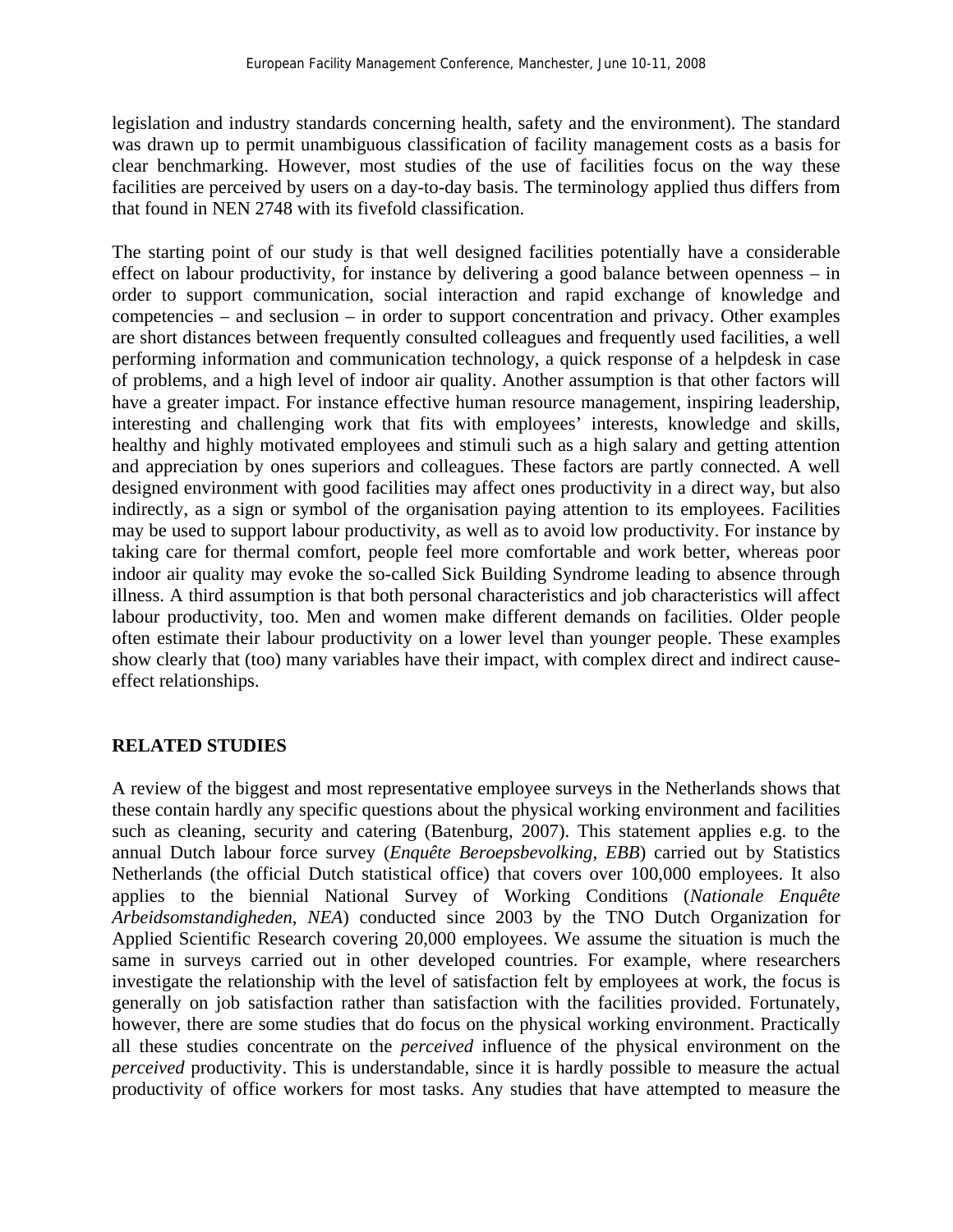legislation and industry standards concerning health, safety and the environment). The standard was drawn up to permit unambiguous classification of facility management costs as a basis for clear benchmarking. However, most studies of the use of facilities focus on the way these facilities are perceived by users on a day-to-day basis. The terminology applied thus differs from that found in NEN 2748 with its fivefold classification.

The starting point of our study is that well designed facilities potentially have a considerable effect on labour productivity, for instance by delivering a good balance between openness – in order to support communication, social interaction and rapid exchange of knowledge and competencies – and seclusion – in order to support concentration and privacy. Other examples are short distances between frequently consulted colleagues and frequently used facilities, a well performing information and communication technology, a quick response of a helpdesk in case of problems, and a high level of indoor air quality. Another assumption is that other factors will have a greater impact. For instance effective human resource management, inspiring leadership, interesting and challenging work that fits with employees' interests, knowledge and skills, healthy and highly motivated employees and stimuli such as a high salary and getting attention and appreciation by ones superiors and colleagues. These factors are partly connected. A well designed environment with good facilities may affect ones productivity in a direct way, but also indirectly, as a sign or symbol of the organisation paying attention to its employees. Facilities may be used to support labour productivity, as well as to avoid low productivity. For instance by taking care for thermal comfort, people feel more comfortable and work better, whereas poor indoor air quality may evoke the so-called Sick Building Syndrome leading to absence through illness. A third assumption is that both personal characteristics and job characteristics will affect labour productivity, too. Men and women make different demands on facilities. Older people often estimate their labour productivity on a lower level than younger people. These examples show clearly that (too) many variables have their impact, with complex direct and indirect cause-effect relationships.

## RELATED STUDIES

A review of the biggest and most representative employee surveys in the Netherlands shows that these contain hardly any specific questions about the physical working environment and facilities such as cleaning, security and catering (Batenburg, 2007). This statement applies e.g. to the annual Dutch labour force survey (*Enquête Beroepsbevolking, EBB*) carried out by Statistics Netherlands (the official Dutch statistical office) that covers over 100,000 employees. It also applies to the biennial National Survey of Working Conditions (*Nationale Enquête Arbeidsomstandigheden, NEA*) conducted since 2003 by the TNO Dutch Organization for Applied Scientific Research covering 20,000 employees. We assume the situation is much the same in surveys carried out in other developed countries. For example, where researchers investigate the relationship with the level of satisfaction felt by employees at work, the focus is generally on job satisfaction rather than satisfaction with the facilities provided. Fortunately, however, there are some studies that do focus on the physical working environment. Practically all these studies concentrate on the *perceived* influence of the physical environment on the *perceived* productivity. This is understandable, since it is hardly possible to measure the actual productivity of office workers for most tasks. Any studies that have attempted to measure the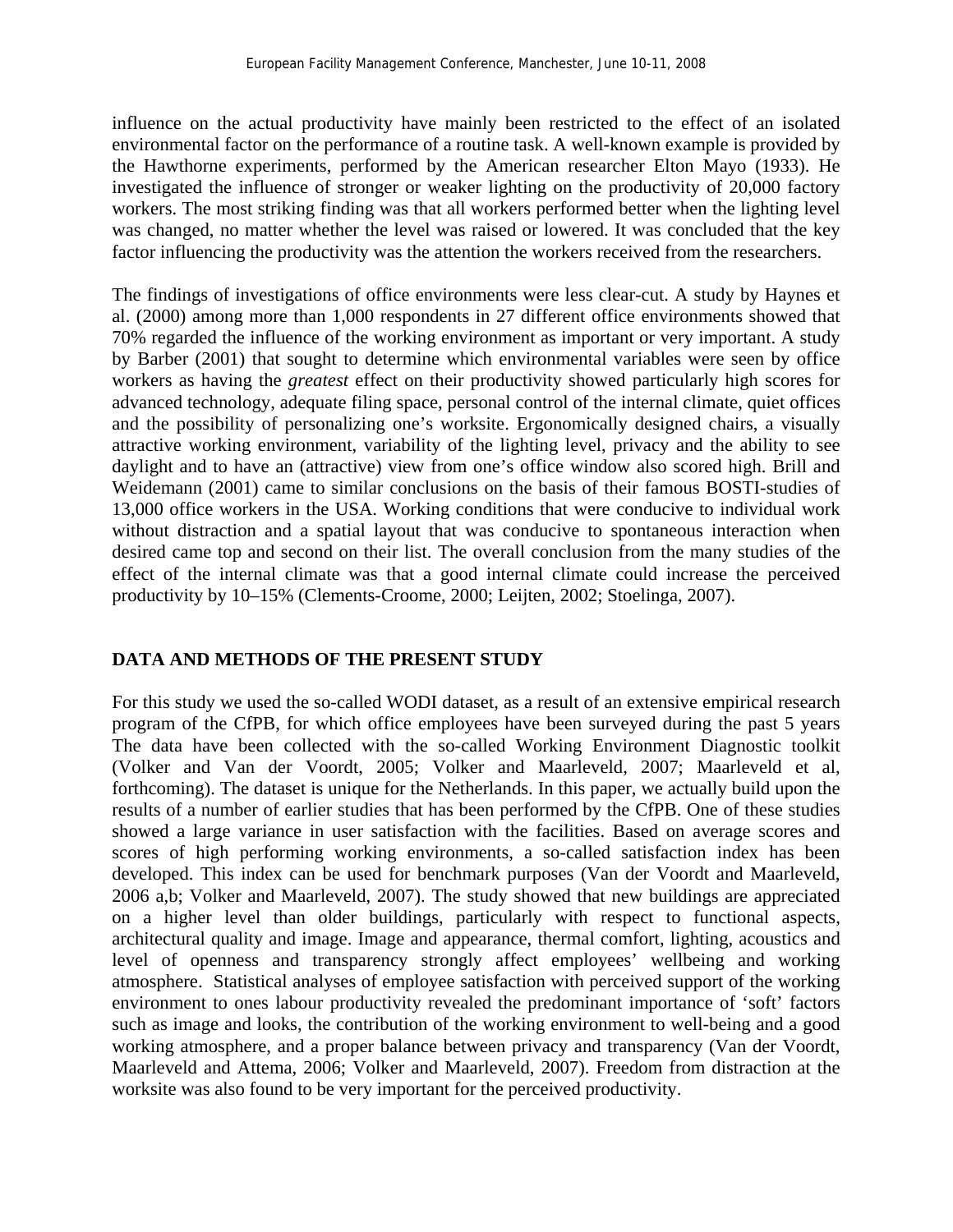influence on the actual productivity have mainly been restricted to the effect of an isolated environmental factor on the performance of a routine task. A well-known example is provided by the Hawthorne experiments, performed by the American researcher Elton Mayo (1933). He investigated the influence of stronger or weaker lighting on the productivity of 20,000 factory workers. The most striking finding was that all workers performed better when the lighting level was changed, no matter whether the level was raised or lowered. It was concluded that the key factor influencing the productivity was the attention the workers received from the researchers.

The findings of investigations of office environments were less clear-cut. A study by Haynes et al. (2000) among more than 1,000 respondents in 27 different office environments showed that 70% regarded the influence of the working environment as important or very important. A study by Barber (2001) that sought to determine which environmental variables were seen by office workers as having the *greatest* effect on their productivity showed particularly high scores for advanced technology, adequate filing space, personal control of the internal climate, quiet offices and the possibility of personalizing one's worksite. Ergonomically designed chairs, a visually attractive working environment, variability of the lighting level, privacy and the ability to see daylight and to have an (attractive) view from one's office window also scored high. Brill and Weidemann (2001) came to similar conclusions on the basis of their famous BOSTI-studies of 13,000 office workers in the USA. Working conditions that were conducive to individual work without distraction and a spatial layout that was conducive to spontaneous interaction when desired came top and second on their list. The overall conclusion from the many studies of the effect of the internal climate was that a good internal climate could increase the perceived productivity by 10–15% (Clements-Croome, 2000; Leijten, 2002; Stoelinga, 2007).

## DATA AND METHODS OF THE PRESENT STUDY

For this study we used the so-called WODI dataset, as a result of an extensive empirical research program of the CfPB, for which office employees have been surveyed during the past 5 years The data have been collected with the so-called Working Environment Diagnostic toolkit (Volker and Van der Voordt, 2005; Volker and Maarleveld, 2007; Maarleveld et al, forthcoming). The dataset is unique for the Netherlands. In this paper, we actually build upon the results of a number of earlier studies that has been performed by the CfPB. One of these studies showed a large variance in user satisfaction with the facilities. Based on average scores and scores of high performing working environments, a so-called satisfaction index has been developed. This index can be used for benchmark purposes (Van der Voordt and Maarleveld, 2006 a,b; Volker and Maarleveld, 2007). The study showed that new buildings are appreciated on a higher level than older buildings, particularly with respect to functional aspects, architectural quality and image. Image and appearance, thermal comfort, lighting, acoustics and level of openness and transparency strongly affect employees' wellbeing and working atmosphere. Statistical analyses of employee satisfaction with perceived support of the working environment to ones labour productivity revealed the predominant importance of 'soft' factors such as image and looks, the contribution of the working environment to well-being and a good working atmosphere, and a proper balance between privacy and transparency (Van der Voordt, Maarleveld and Attema, 2006; Volker and Maarleveld, 2007). Freedom from distraction at the worksite was also found to be very important for the perceived productivity.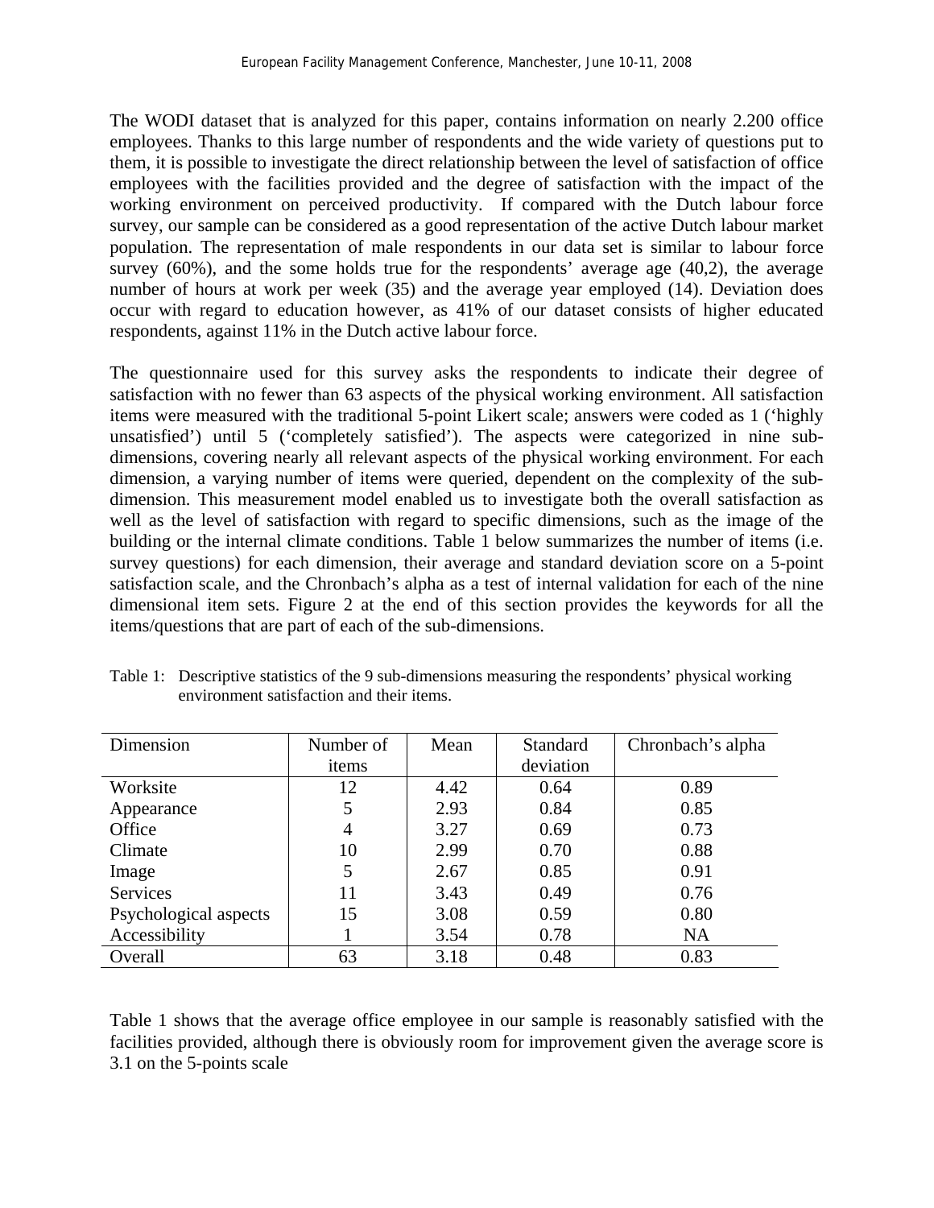The WODI dataset that is analyzed for this paper, contains information on nearly 2.200 office employees. Thanks to this large number of respondents and the wide variety of questions put to them, it is possible to investigate the direct relationship between the level of satisfaction of office employees with the facilities provided and the degree of satisfaction with the impact of the working environment on perceived productivity. If compared with the Dutch labour force survey, our sample can be considered as a good representation of the active Dutch labour market population. The representation of male respondents in our data set is similar to labour force survey (60%), and the some holds true for the respondents' average age (40,2), the average number of hours at work per week (35) and the average year employed (14). Deviation does occur with regard to education however, as 41% of our dataset consists of higher educated respondents, against 11% in the Dutch active labour force.

The questionnaire used for this survey asks the respondents to indicate their degree of satisfaction with no fewer than 63 aspects of the physical working environment. All satisfaction items were measured with the traditional 5-point Likert scale; answers were coded as 1 ('highly unsatisfied') until 5 ('completely satisfied'). The aspects were categorized in nine sub-dimensions, covering nearly all relevant aspects of the physical working environment. For each dimension, a varying number of items were queried, dependent on the complexity of the sub-dimension. This measurement model enabled us to investigate both the overall satisfaction as well as the level of satisfaction with regard to specific dimensions, such as the image of the building or the internal climate conditions. Table 1 below summarizes the number of items (i.e. survey questions) for each dimension, their average and standard deviation score on a 5-point satisfaction scale, and the Chronbach's alpha as a test of internal validation for each of the nine dimensional item sets. Figure 2 at the end of this section provides the keywords for all the items/questions that are part of each of the sub-dimensions.

Table 1: Descriptive statistics of the 9 sub-dimensions measuring the respondents' physical working environment satisfaction and their items.

| Dimension | Number of items | Mean | Standard deviation | Chronbach's alpha |
|---|---|---|---|---|
| Worksite | 12 | 4.42 | 0.64 | 0.89 |
| Appearance | 5 | 2.93 | 0.84 | 0.85 |
| Office | 4 | 3.27 | 0.69 | 0.73 |
| Climate | 10 | 2.99 | 0.70 | 0.88 |
| Image | 5 | 2.67 | 0.85 | 0.91 |
| Services | 11 | 3.43 | 0.49 | 0.76 |
| Psychological aspects | 15 | 3.08 | 0.59 | 0.80 |
| Accessibility | 1 | 3.54 | 0.78 | NA |
| Overall | 63 | 3.18 | 0.48 | 0.83 |

Table 1 shows that the average office employee in our sample is reasonably satisfied with the facilities provided, although there is obviously room for improvement given the average score is 3.1 on the 5-points scale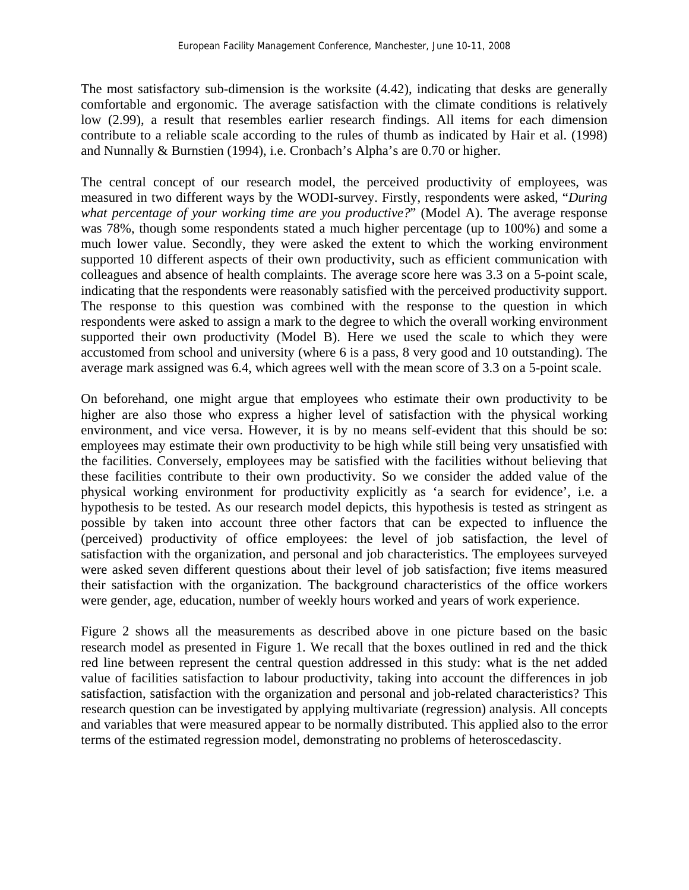The most satisfactory sub-dimension is the worksite (4.42), indicating that desks are generally comfortable and ergonomic. The average satisfaction with the climate conditions is relatively low (2.99), a result that resembles earlier research findings. All items for each dimension contribute to a reliable scale according to the rules of thumb as indicated by Hair et al. (1998) and Nunnally & Burnstien (1994), i.e. Cronbach's Alpha's are 0.70 or higher.

The central concept of our research model, the perceived productivity of employees, was measured in two different ways by the WODI-survey. Firstly, respondents were asked, "*During what percentage of your working time are you productive?*" (Model A). The average response was 78%, though some respondents stated a much higher percentage (up to 100%) and some a much lower value. Secondly, they were asked the extent to which the working environment supported 10 different aspects of their own productivity, such as efficient communication with colleagues and absence of health complaints. The average score here was 3.3 on a 5-point scale, indicating that the respondents were reasonably satisfied with the perceived productivity support. The response to this question was combined with the response to the question in which respondents were asked to assign a mark to the degree to which the overall working environment supported their own productivity (Model B). Here we used the scale to which they were accustomed from school and university (where 6 is a pass, 8 very good and 10 outstanding). The average mark assigned was 6.4, which agrees well with the mean score of 3.3 on a 5-point scale.

On beforehand, one might argue that employees who estimate their own productivity to be higher are also those who express a higher level of satisfaction with the physical working environment, and vice versa. However, it is by no means self-evident that this should be so: employees may estimate their own productivity to be high while still being very unsatisfied with the facilities. Conversely, employees may be satisfied with the facilities without believing that these facilities contribute to their own productivity. So we consider the added value of the physical working environment for productivity explicitly as 'a search for evidence', i.e. a hypothesis to be tested. As our research model depicts, this hypothesis is tested as stringent as possible by taken into account three other factors that can be expected to influence the (perceived) productivity of office employees: the level of job satisfaction, the level of satisfaction with the organization, and personal and job characteristics. The employees surveyed were asked seven different questions about their level of job satisfaction; five items measured their satisfaction with the organization. The background characteristics of the office workers were gender, age, education, number of weekly hours worked and years of work experience.

Figure 2 shows all the measurements as described above in one picture based on the basic research model as presented in Figure 1. We recall that the boxes outlined in red and the thick red line between represent the central question addressed in this study: what is the net added value of facilities satisfaction to labour productivity, taking into account the differences in job satisfaction, satisfaction with the organization and personal and job-related characteristics? This research question can be investigated by applying multivariate (regression) analysis. All concepts and variables that were measured appear to be normally distributed. This applied also to the error terms of the estimated regression model, demonstrating no problems of heteroscedascity.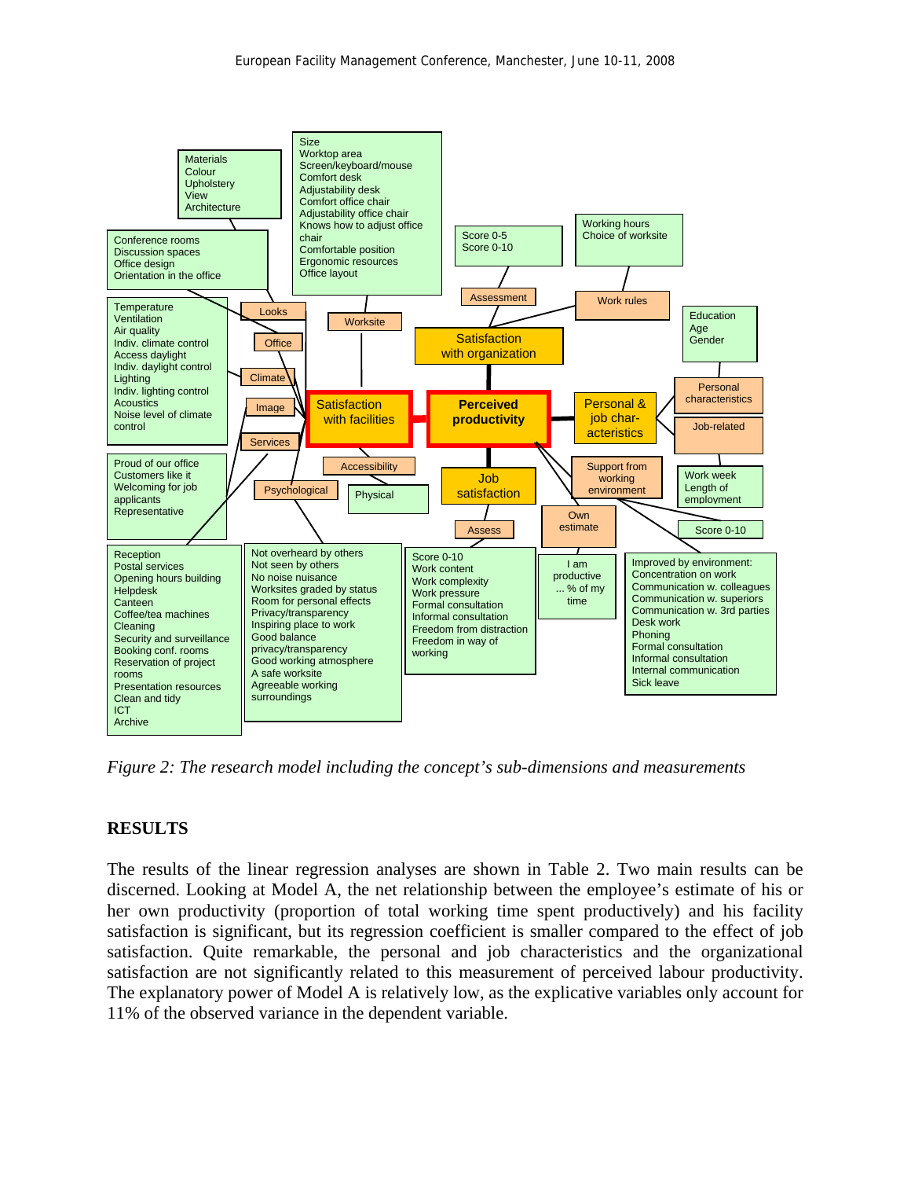*Figure 2: The research model including the concept's sub-dimensions and measurements*

## RESULTS

The results of the linear regression analyses are shown in Table 2. Two main results can be discerned. Looking at Model A, the net relationship between the employee's estimate of his or her own productivity (proportion of total working time spent productively) and his facility satisfaction is significant, but its regression coefficient is smaller compared to the effect of job satisfaction. Quite remarkable, the personal and job characteristics and the organizational satisfaction are not significantly related to this measurement of perceived labour productivity. The explanatory power of Model A is relatively low, as the explicative variables only account for 11% of the observed variance in the dependent variable.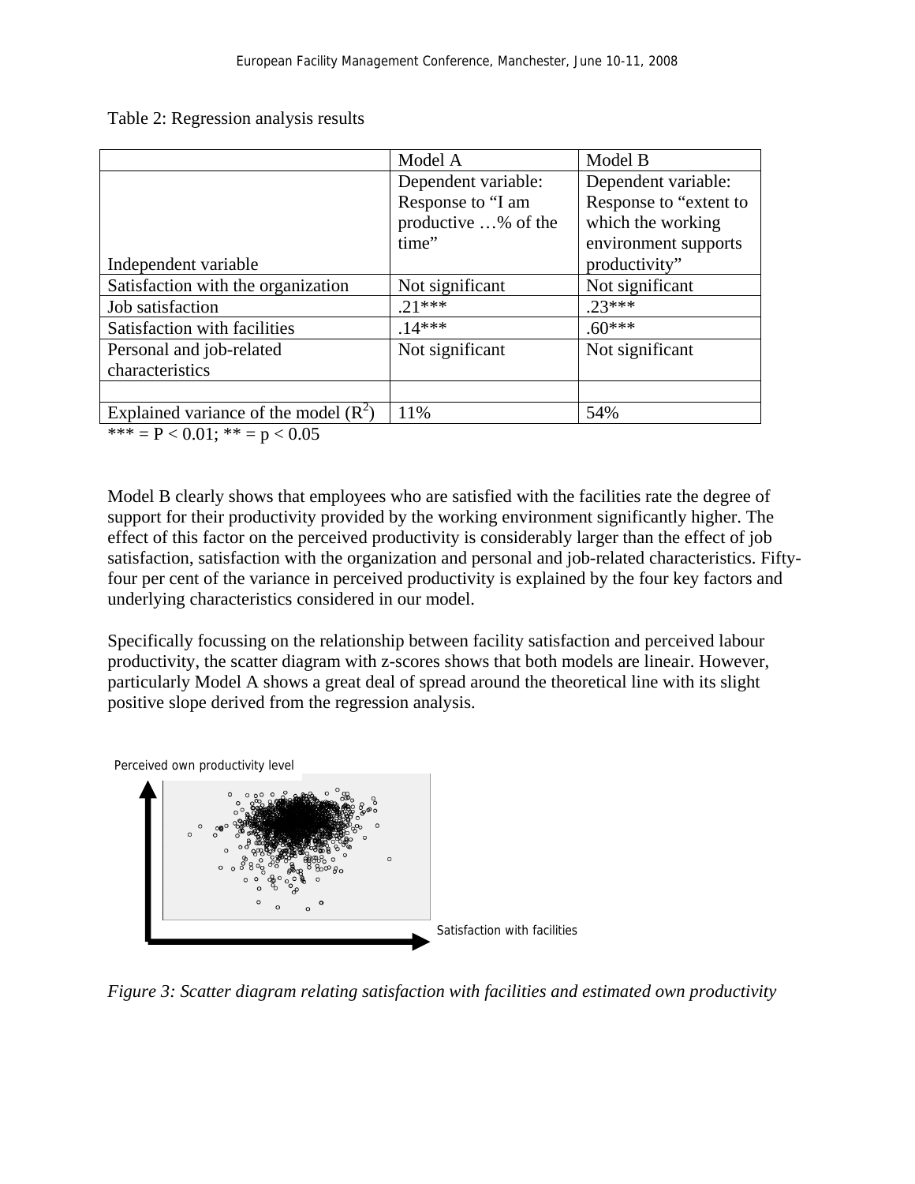Table 2: Regression analysis results

| Independent variable | Model A<br>Dependent variable: Response to "I am productive …% of the time" | Model B<br>Dependent variable: Response to "extent to which the working environment supports productivity" |
|---|---|---|
| Satisfaction with the organization | Not significant | Not significant |
| Job satisfaction | .21*** | .23*** |
| Satisfaction with facilities | .14*** | .60*** |
| Personal and job-related characteristics | Not significant | Not significant |
| | | |
| Explained variance of the model ($R^2$) | 11% | 54% |

*** = P < 0.01; ** = p < 0.05

Model B clearly shows that employees who are satisfied with the facilities rate the degree of support for their productivity provided by the working environment significantly higher. The effect of this factor on the perceived productivity is considerably larger than the effect of job satisfaction, satisfaction with the organization and personal and job-related characteristics. Fifty-four per cent of the variance in perceived productivity is explained by the four key factors and underlying characteristics considered in our model.

Specifically focussing on the relationship between facility satisfaction and perceived labour productivity, the scatter diagram with z-scores shows that both models are lineair. However, particularly Model A shows a great deal of spread around the theoretical line with its slight positive slope derived from the regression analysis.

Perceived own productivity level

Satisfaction with facilities

*Figure 3: Scatter diagram relating satisfaction with facilities and estimated own productivity*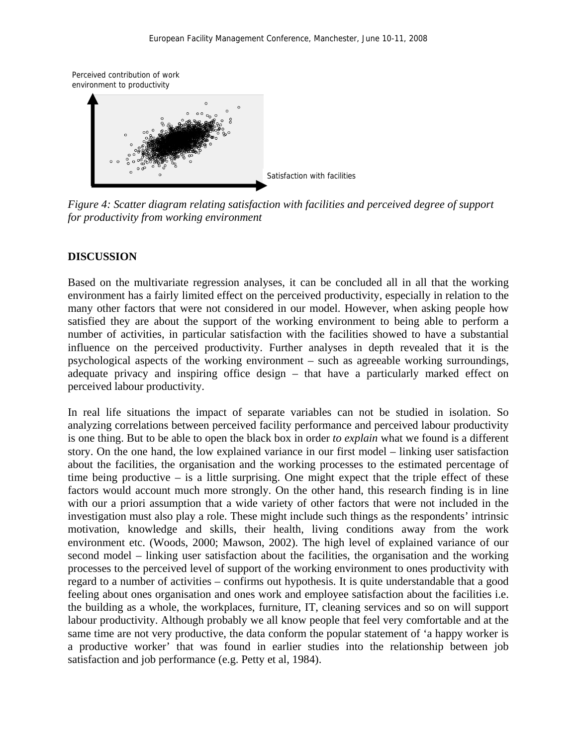Perceived contribution of work environment to productivity

Satisfaction with facilities

*Figure 4: Scatter diagram relating satisfaction with facilities and perceived degree of support for productivity from working environment*

## DISCUSSION

Based on the multivariate regression analyses, it can be concluded all in all that the working environment has a fairly limited effect on the perceived productivity, especially in relation to the many other factors that were not considered in our model. However, when asking people how satisfied they are about the support of the working environment to being able to perform a number of activities, in particular satisfaction with the facilities showed to have a substantial influence on the perceived productivity. Further analyses in depth revealed that it is the psychological aspects of the working environment – such as agreeable working surroundings, adequate privacy and inspiring office design – that have a particularly marked effect on perceived labour productivity.

In real life situations the impact of separate variables can not be studied in isolation. So analyzing correlations between perceived facility performance and perceived labour productivity is one thing. But to be able to open the black box in order *to explain* what we found is a different story. On the one hand, the low explained variance in our first model – linking user satisfaction about the facilities, the organisation and the working processes to the estimated percentage of time being productive – is a little surprising. One might expect that the triple effect of these factors would account much more strongly. On the other hand, this research finding is in line with our a priori assumption that a wide variety of other factors that were not included in the investigation must also play a role. These might include such things as the respondents' intrinsic motivation, knowledge and skills, their health, living conditions away from the work environment etc. (Woods, 2000; Mawson, 2002). The high level of explained variance of our second model – linking user satisfaction about the facilities, the organisation and the working processes to the perceived level of support of the working environment to ones productivity with regard to a number of activities – confirms out hypothesis. It is quite understandable that a good feeling about ones organisation and ones work and employee satisfaction about the facilities i.e. the building as a whole, the workplaces, furniture, IT, cleaning services and so on will support labour productivity. Although probably we all know people that feel very comfortable and at the same time are not very productive, the data conform the popular statement of 'a happy worker is a productive worker' that was found in earlier studies into the relationship between job satisfaction and job performance (e.g. Petty et al, 1984).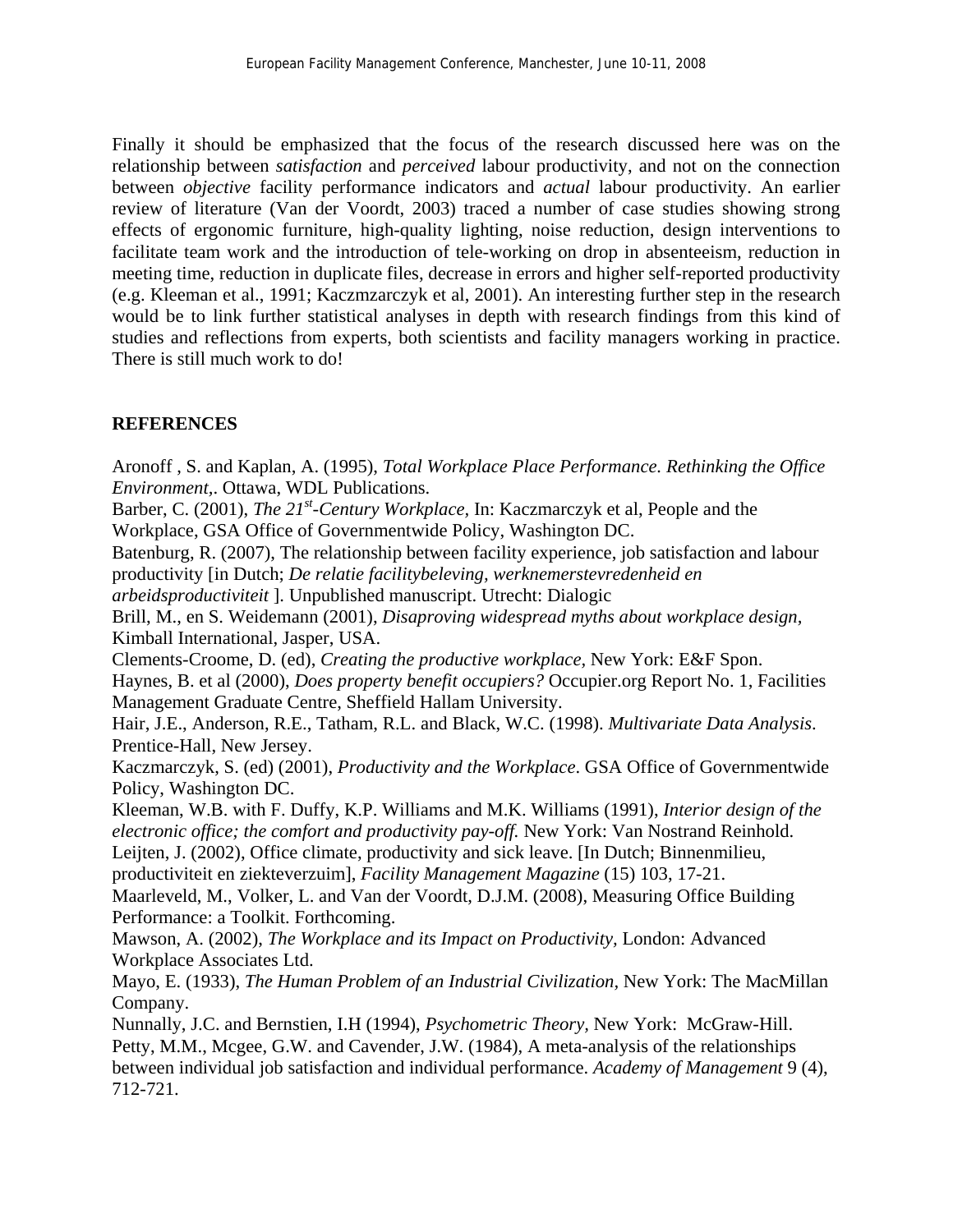Finally it should be emphasized that the focus of the research discussed here was on the relationship between *satisfaction* and *perceived* labour productivity, and not on the connection between *objective* facility performance indicators and *actual* labour productivity. An earlier review of literature (Van der Voordt, 2003) traced a number of case studies showing strong effects of ergonomic furniture, high-quality lighting, noise reduction, design interventions to facilitate team work and the introduction of tele-working on drop in absenteeism, reduction in meeting time, reduction in duplicate files, decrease in errors and higher self-reported productivity (e.g. Kleeman et al., 1991; Kaczmzarczyk et al, 2001). An interesting further step in the research would be to link further statistical analyses in depth with research findings from this kind of studies and reflections from experts, both scientists and facility managers working in practice. There is still much work to do!

## REFERENCES

Aronoff , S. and Kaplan, A. (1995), *Total Workplace Place Performance. Rethinking the Office Environment*,. Ottawa, WDL Publications.

Barber, C. (2001), *The 21st-Century Workplace*, In: Kaczmarczyk et al, People and the Workplace, GSA Office of Governmentwide Policy, Washington DC.

Batenburg, R. (2007), The relationship between facility experience, job satisfaction and labour productivity [in Dutch; *De relatie facilitybeleving, werknemerstevredenheid en arbeidsproductiviteit* ]. Unpublished manuscript. Utrecht: Dialogic

Brill, M., en S. Weidemann (2001), *Disaproving widespread myths about workplace design,* Kimball International, Jasper, USA.

Clements-Croome, D. (ed), *Creating the productive workplace*, New York: E&F Spon.

Haynes, B. et al (2000), *Does property benefit occupiers?* Occupier.org Report No. 1, Facilities Management Graduate Centre, Sheffield Hallam University.

Hair, J.E., Anderson, R.E., Tatham, R.L. and Black, W.C. (1998). *Multivariate Data Analysis*. Prentice-Hall, New Jersey.

Kaczmarczyk, S. (ed) (2001), *Productivity and the Workplace*. GSA Office of Governmentwide Policy, Washington DC.

Kleeman, W.B. with F. Duffy, K.P. Williams and M.K. Williams (1991), *Interior design of the electronic office; the comfort and productivity pay-off.* New York: Van Nostrand Reinhold.

Leijten, J. (2002), Office climate, productivity and sick leave. [In Dutch; Binnenmilieu, productiviteit en ziekteverzuim], *Facility Management Magazine* (15) 103, 17-21.

Maarleveld, M., Volker, L. and Van der Voordt, D.J.M. (2008), Measuring Office Building Performance: a Toolkit. Forthcoming.

Mawson, A. (2002), *The Workplace and its Impact on Productivity*, London: Advanced Workplace Associates Ltd.

Mayo, E. (1933), *The Human Problem of an Industrial Civilization*, New York: The MacMillan Company.

Nunnally, J.C. and Bernstien, I.H (1994), *Psychometric Theory*, New York: McGraw-Hill.

Petty, M.M., Mcgee, G.W. and Cavender, J.W. (1984), A meta-analysis of the relationships between individual job satisfaction and individual performance. *Academy of Management* 9 (4), 712-721.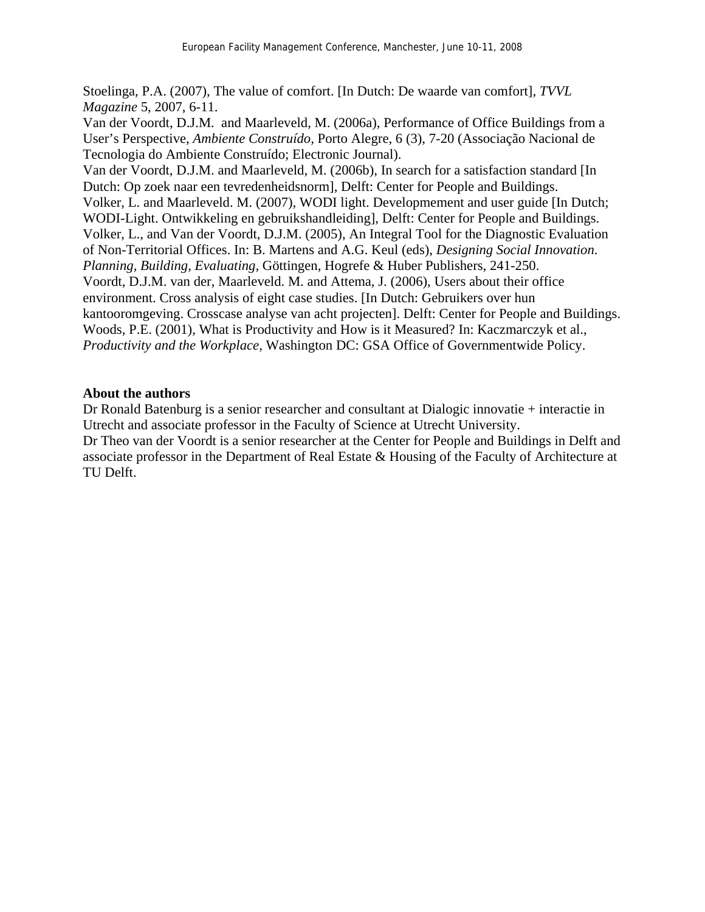Stoelinga, P.A. (2007), The value of comfort. [In Dutch: De waarde van comfort], *TVVL Magazine* 5, 2007, 6-11.
Van der Voordt, D.J.M. and Maarleveld, M. (2006a), Performance of Office Buildings from a User's Perspective, *Ambiente Construído,* Porto Alegre, 6 (3), 7-20 (Associação Nacional de Tecnologia do Ambiente Construído; Electronic Journal).
Van der Voordt, D.J.M. and Maarleveld, M. (2006b), In search for a satisfaction standard [In Dutch: Op zoek naar een tevredenheidsnorm], Delft: Center for People and Buildings.
Volker, L. and Maarleveld. M. (2007), WODI light. Developmement and user guide [In Dutch; WODI-Light. Ontwikkeling en gebruikshandleiding], Delft: Center for People and Buildings.
Volker, L., and Van der Voordt, D.J.M. (2005), An Integral Tool for the Diagnostic Evaluation of Non-Territorial Offices. In: B. Martens and A.G. Keul (eds), *Designing Social Innovation. Planning, Building, Evaluating*, Göttingen, Hogrefe & Huber Publishers, 241-250.
Voordt, D.J.M. van der, Maarleveld. M. and Attema, J. (2006), Users about their office environment. Cross analysis of eight case studies. [In Dutch: Gebruikers over hun kantooromgeving. Crosscase analyse van acht projecten]. Delft: Center for People and Buildings.
Woods, P.E. (2001), What is Productivity and How is it Measured? In: Kaczmarczyk et al., *Productivity and the Workplace,* Washington DC: GSA Office of Governmentwide Policy.

**About the authors**

Dr Ronald Batenburg is a senior researcher and consultant at Dialogic innovatie + interactie in Utrecht and associate professor in the Faculty of Science at Utrecht University.
Dr Theo van der Voordt is a senior researcher at the Center for People and Buildings in Delft and associate professor in the Department of Real Estate & Housing of the Faculty of Architecture at TU Delft.